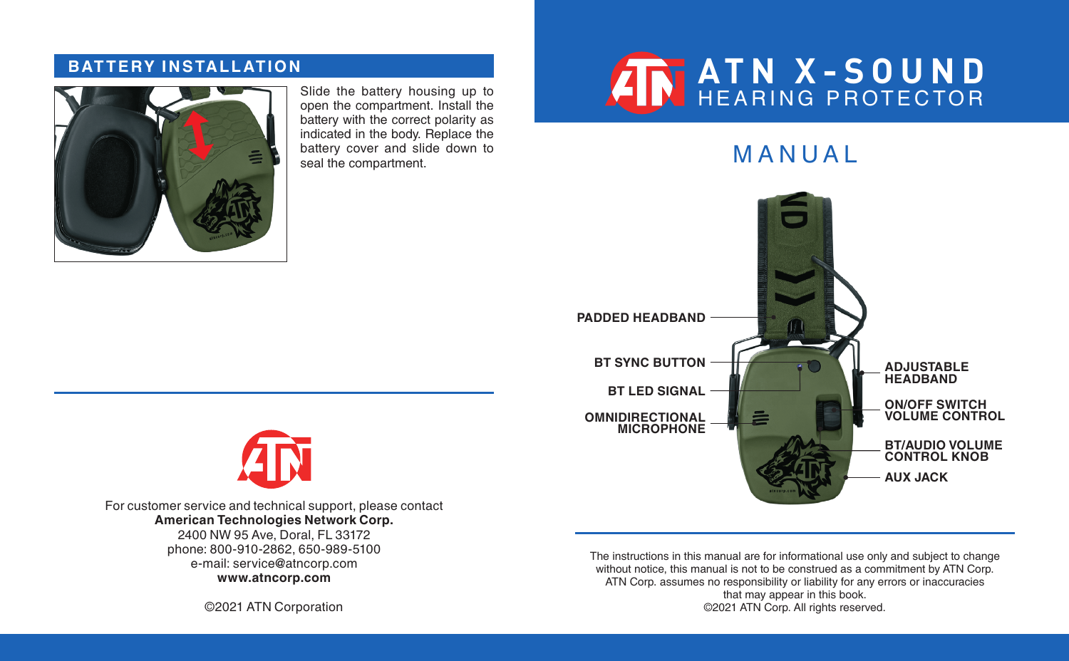## BATTERY INSTALLATION

Slide the battery housing up to open the compartment. Install the battery with the correct polarity as indicated in the body. Replace the battery cover and slide down to seal the compartment.

For customer service and technical support, please contact
**American Technologies Network Corp.**
2400 NW 95 Ave, Doral, FL 33172
phone: 800-910-2862, 650-989-5100
e-mail: service@atncorp.com
**www.atncorp.com**

©2021 ATN Corporation

# ATN X-SOUND
## HEARING PROTECTOR

# MANUAL

- PADDED HEADBAND
- BT SYNC BUTTON
- BT LED SIGNAL
- OMNIDIRECTIONAL MICROPHONE
- ADJUSTABLE HEADBAND
- ON/OFF SWITCH VOLUME CONTROL
- BT/AUDIO VOLUME CONTROL KNOB
- AUX JACK

The instructions in this manual are for informational use only and subject to change without notice, this manual is not to be construed as a commitment by ATN Corp. ATN Corp. assumes no responsibility or liability for any errors or inaccuracies that may appear in this book.
©2021 ATN Corp. All rights reserved.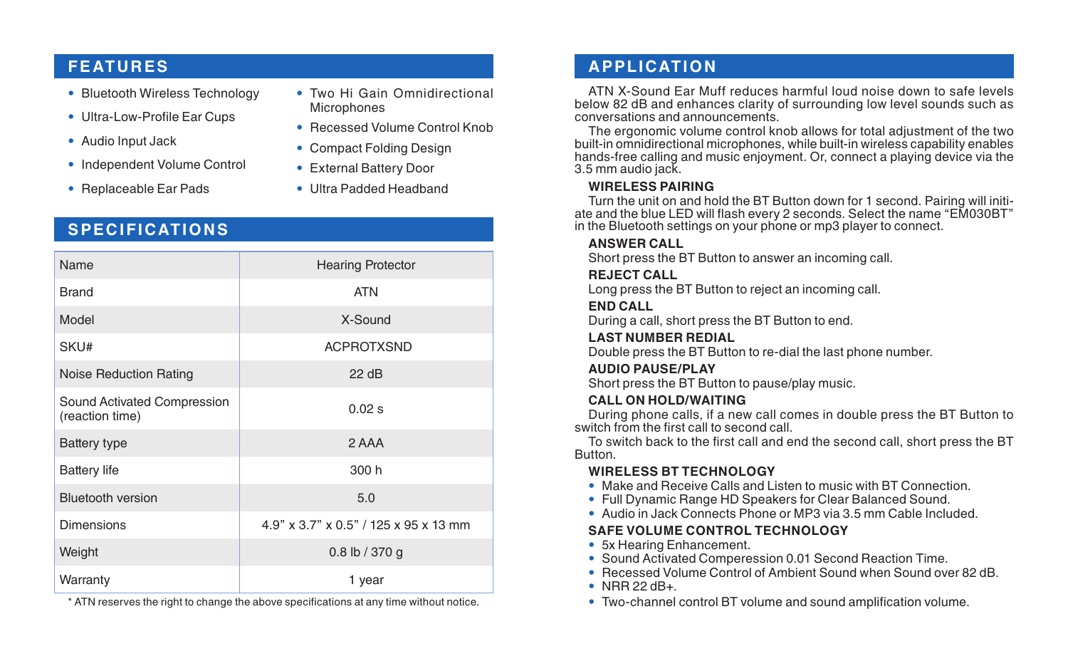## FEATURES

- Bluetooth Wireless Technology
- Ultra-Low-Profile Ear Cups
- Audio Input Jack
- Independent Volume Control
- Replaceable Ear Pads
- Two Hi Gain Omnidirectional Microphones
- Recessed Volume Control Knob
- Compact Folding Design
- External Battery Door
- Ultra Padded Headband

## SPECIFICATIONS

| | |
|---|---|
| Name | Hearing Protector |
| Brand | ATN |
| Model | X-Sound |
| SKU# | ACPROTXSND |
| Noise Reduction Rating | 22 dB |
| Sound Activated Compression (reaction time) | 0.02 s |
| Battery type | 2 AAA |
| Battery life | 300 h |
| Bluetooth version | 5.0 |
| Dimensions | 4.9” x 3.7” x 0.5” / 125 x 95 x 13 mm |
| Weight | 0.8 lb / 370 g |
| Warranty | 1 year |

* ATN reserves the right to change the above specifications at any time without notice.

## APPLICATION

ATN X-Sound Ear Muff reduces harmful loud noise down to safe levels below 82 dB and enhances clarity of surrounding low level sounds such as conversations and announcements.

The ergonomic volume control knob allows for total adjustment of the two built-in omnidirectional microphones, while built-in wireless capability enables hands-free calling and music enjoyment. Or, connect a playing device via the 3.5 mm audio jack.

### WIRELESS PAIRING

Turn the unit on and hold the BT Button down for 1 second. Pairing will initiate and the blue LED will flash every 2 seconds. Select the name “EM030BT” in the Bluetooth settings on your phone or mp3 player to connect.

### ANSWER CALL

Short press the BT Button to answer an incoming call.

### REJECT CALL

Long press the BT Button to reject an incoming call.

### END CALL

During a call, short press the BT Button to end.

### LAST NUMBER REDIAL

Double press the BT Button to re-dial the last phone number.

### AUDIO PAUSE/PLAY

Short press the BT Button to pause/play music.

### CALL ON HOLD/WAITING

During phone calls, if a new call comes in double press the BT Button to switch from the first call to second call.

To switch back to the first call and end the second call, short press the BT Button.

### WIRELESS BT TECHNOLOGY

- Make and Receive Calls and Listen to music with BT Connection.
- Full Dynamic Range HD Speakers for Clear Balanced Sound.
- Audio in Jack Connects Phone or MP3 via 3.5 mm Cable Included.

### SAFE VOLUME CONTROL TECHNOLOGY

- 5x Hearing Enhancement.
- Sound Activated Comperession 0.01 Second Reaction Time.
- Recessed Volume Control of Ambient Sound when Sound over 82 dB.
- NRR 22 dB+.
- Two-channel control BT volume and sound amplification volume.